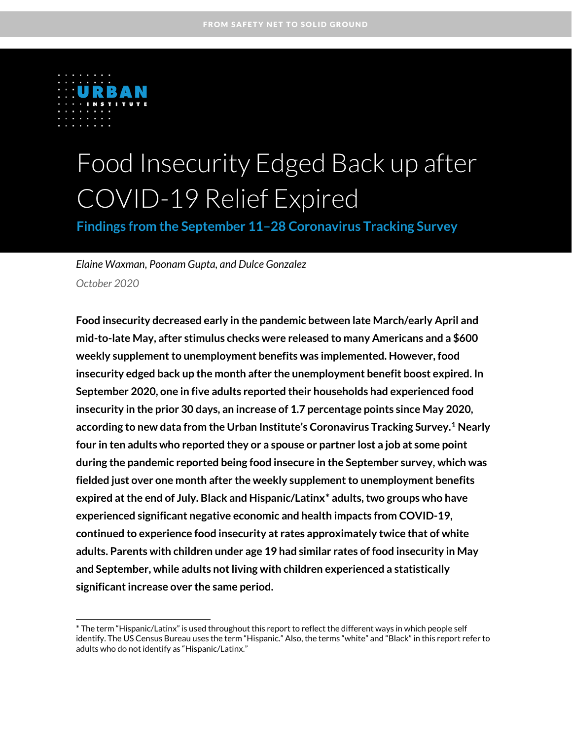FROM SAFETY NET TO SOLID GROUND

URBAN INSTITUTE

# Food Insecurity Edged Back up after COVID-19 Relief Expired

## Findings from the September 11–28 Coronavirus Tracking Survey

*Elaine Waxman, Poonam Gupta, and Dulce Gonzalez*

*October 2020*

**Food insecurity decreased early in the pandemic between late March/early April and mid-to-late May, after stimulus checks were released to many Americans and a $600 weekly supplement to unemployment benefits was implemented. However, food insecurity edged back up the month after the unemployment benefit boost expired. In September 2020, one in five adults reported their households had experienced food insecurity in the prior 30 days, an increase of 1.7 percentage points since May 2020, according to new data from the Urban Institute's Coronavirus Tracking Survey.[1] Nearly four in ten adults who reported they or a spouse or partner lost a job at some point during the pandemic reported being food insecure in the September survey, which was fielded just over one month after the weekly supplement to unemployment benefits expired at the end of July. Black and Hispanic/Latinx* adults, two groups who have experienced significant negative economic and health impacts from COVID-19, continued to experience food insecurity at rates approximately twice that of white adults. Parents with children under age 19 had similar rates of food insecurity in May and September, while adults not living with children experienced a statistically significant increase over the same period.**

---

* The term "Hispanic/Latinx" is used throughout this report to reflect the different ways in which people self identify. The US Census Bureau uses the term "Hispanic." Also, the terms "white" and "Black" in this report refer to adults who do not identify as "Hispanic/Latinx."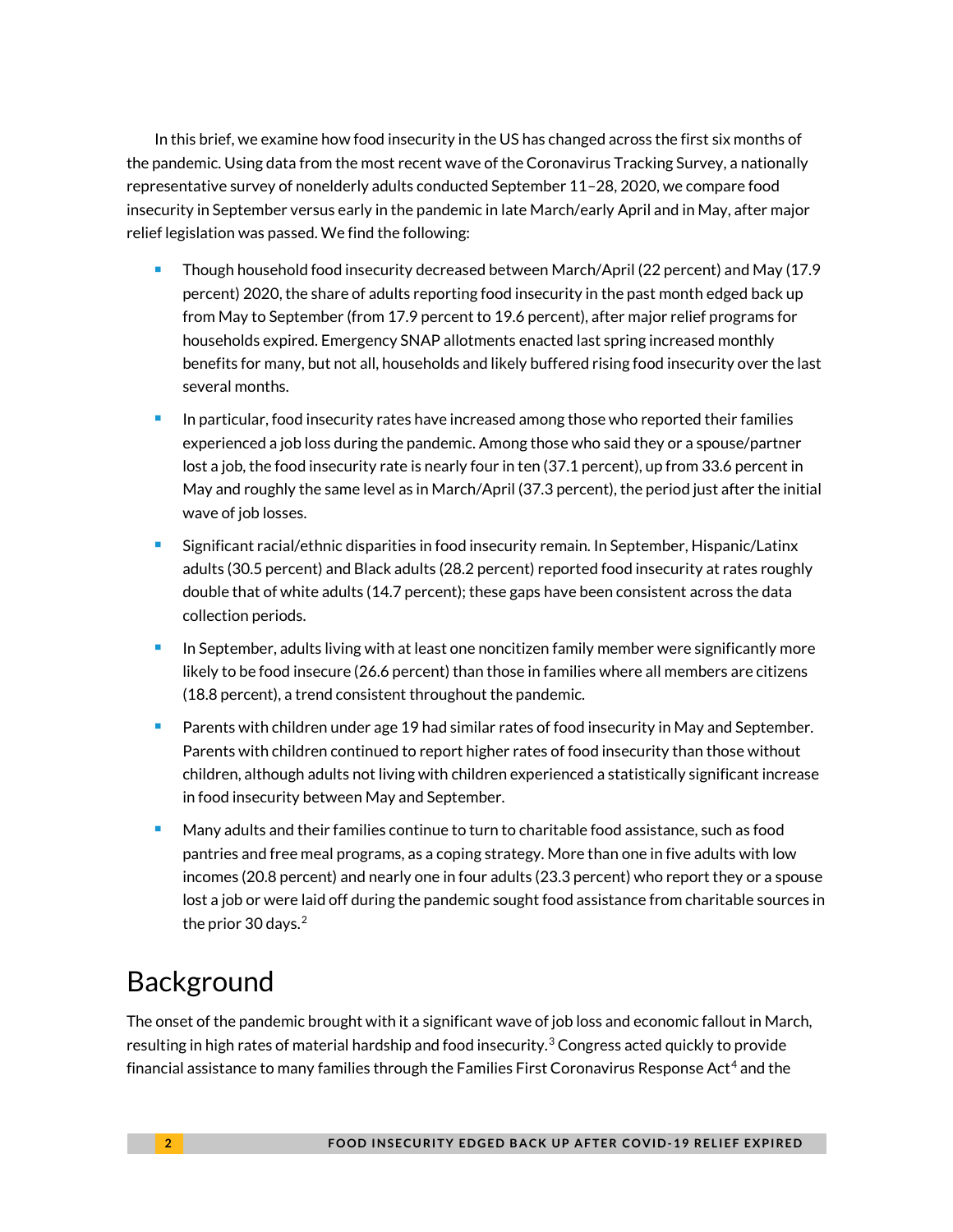In this brief, we examine how food insecurity in the US has changed across the first six months of the pandemic. Using data from the most recent wave of the Coronavirus Tracking Survey, a nationally representative survey of nonelderly adults conducted September 11–28, 2020, we compare food insecurity in September versus early in the pandemic in late March/early April and in May, after major relief legislation was passed. We find the following:

- Though household food insecurity decreased between March/April (22 percent) and May (17.9 percent) 2020, the share of adults reporting food insecurity in the past month edged back up from May to September (from 17.9 percent to 19.6 percent), after major relief programs for households expired. Emergency SNAP allotments enacted last spring increased monthly benefits for many, but not all, households and likely buffered rising food insecurity over the last several months.
- In particular, food insecurity rates have increased among those who reported their families experienced a job loss during the pandemic. Among those who said they or a spouse/partner lost a job, the food insecurity rate is nearly four in ten (37.1 percent), up from 33.6 percent in May and roughly the same level as in March/April (37.3 percent), the period just after the initial wave of job losses.
- Significant racial/ethnic disparities in food insecurity remain. In September, Hispanic/Latinx adults (30.5 percent) and Black adults (28.2 percent) reported food insecurity at rates roughly double that of white adults (14.7 percent); these gaps have been consistent across the data collection periods.
- In September, adults living with at least one noncitizen family member were significantly more likely to be food insecure (26.6 percent) than those in families where all members are citizens (18.8 percent), a trend consistent throughout the pandemic.
- Parents with children under age 19 had similar rates of food insecurity in May and September. Parents with children continued to report higher rates of food insecurity than those without children, although adults not living with children experienced a statistically significant increase in food insecurity between May and September.
- Many adults and their families continue to turn to charitable food assistance, such as food pantries and free meal programs, as a coping strategy. More than one in five adults with low incomes (20.8 percent) and nearly one in four adults (23.3 percent) who report they or a spouse lost a job or were laid off during the pandemic sought food assistance from charitable sources in the prior 30 days.[2]

## Background

The onset of the pandemic brought with it a significant wave of job loss and economic fallout in March, resulting in high rates of material hardship and food insecurity.[3] Congress acted quickly to provide financial assistance to many families through the Families First Coronavirus Response Act[4] and the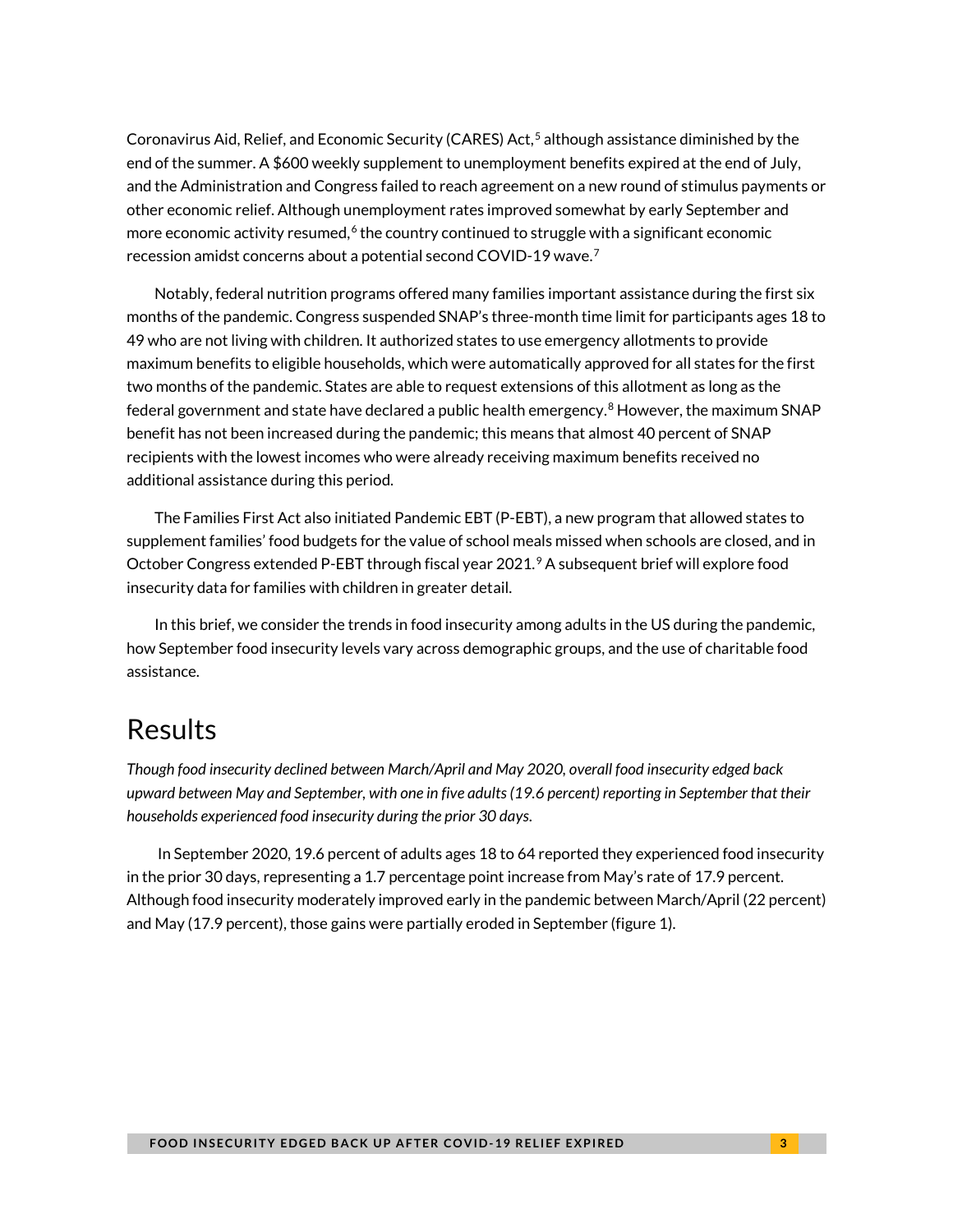Coronavirus Aid, Relief, and Economic Security (CARES) Act,[5] although assistance diminished by the end of the summer. A $600 weekly supplement to unemployment benefits expired at the end of July, and the Administration and Congress failed to reach agreement on a new round of stimulus payments or other economic relief. Although unemployment rates improved somewhat by early September and more economic activity resumed,[6] the country continued to struggle with a significant economic recession amidst concerns about a potential second COVID-19 wave.[7]

Notably, federal nutrition programs offered many families important assistance during the first six months of the pandemic. Congress suspended SNAP's three-month time limit for participants ages 18 to 49 who are not living with children. It authorized states to use emergency allotments to provide maximum benefits to eligible households, which were automatically approved for all states for the first two months of the pandemic. States are able to request extensions of this allotment as long as the federal government and state have declared a public health emergency.[8] However, the maximum SNAP benefit has not been increased during the pandemic; this means that almost 40 percent of SNAP recipients with the lowest incomes who were already receiving maximum benefits received no additional assistance during this period.

The Families First Act also initiated Pandemic EBT (P-EBT), a new program that allowed states to supplement families' food budgets for the value of school meals missed when schools are closed, and in October Congress extended P-EBT through fiscal year 2021.[9] A subsequent brief will explore food insecurity data for families with children in greater detail.

In this brief, we consider the trends in food insecurity among adults in the US during the pandemic, how September food insecurity levels vary across demographic groups, and the use of charitable food assistance.

# Results

*Though food insecurity declined between March/April and May 2020, overall food insecurity edged back upward between May and September, with one in five adults (19.6 percent) reporting in September that their households experienced food insecurity during the prior 30 days.*

In September 2020, 19.6 percent of adults ages 18 to 64 reported they experienced food insecurity in the prior 30 days, representing a 1.7 percentage point increase from May's rate of 17.9 percent. Although food insecurity moderately improved early in the pandemic between March/April (22 percent) and May (17.9 percent), those gains were partially eroded in September (figure 1).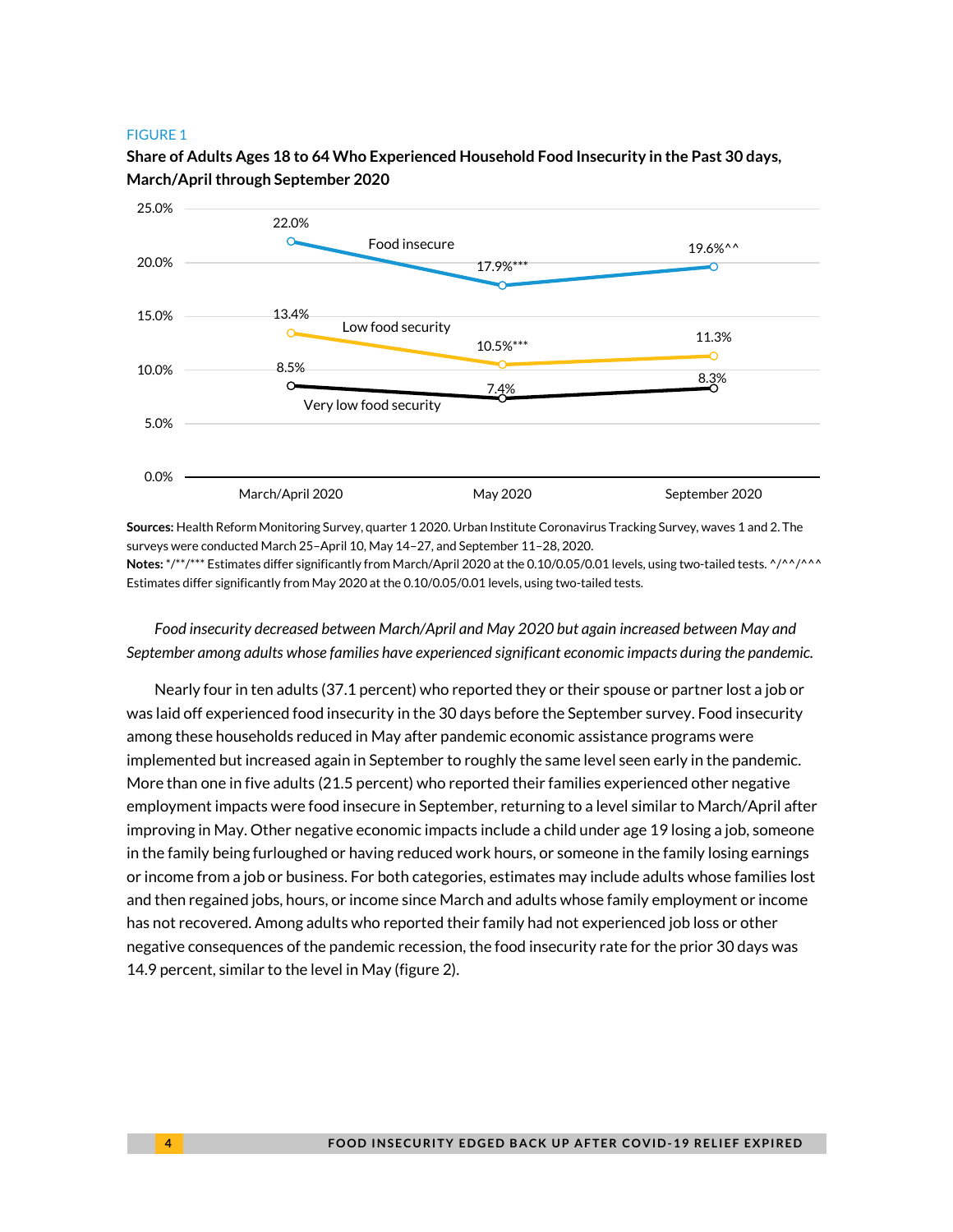FIGURE 1

**Share of Adults Ages 18 to 64 Who Experienced Household Food Insecurity in the Past 30 days, March/April through September 2020**

| | March/April 2020 | May 2020 | September 2020 |
|---|---|---|---|
| Food insecure | 22.0% | 17.9%*** | 19.6%^^ |
| Low food security | 13.4% | 10.5%*** | 11.3% |
| Very low food security | 8.5% | 7.4% | 8.3% |

**Sources:** Health Reform Monitoring Survey, quarter 1 2020. Urban Institute Coronavirus Tracking Survey, waves 1 and 2. The surveys were conducted March 25–April 10, May 14–27, and September 11–28, 2020.

**Notes:** */**/*** Estimates differ significantly from March/April 2020 at the 0.10/0.05/0.01 levels, using two-tailed tests. ^/^^/^^^ Estimates differ significantly from May 2020 at the 0.10/0.05/0.01 levels, using two-tailed tests.

*Food insecurity decreased between March/April and May 2020 but again increased between May and September among adults whose families have experienced significant economic impacts during the pandemic.*

Nearly four in ten adults (37.1 percent) who reported they or their spouse or partner lost a job or was laid off experienced food insecurity in the 30 days before the September survey. Food insecurity among these households reduced in May after pandemic economic assistance programs were implemented but increased again in September to roughly the same level seen early in the pandemic. More than one in five adults (21.5 percent) who reported their families experienced other negative employment impacts were food insecure in September, returning to a level similar to March/April after improving in May. Other negative economic impacts include a child under age 19 losing a job, someone in the family being furloughed or having reduced work hours, or someone in the family losing earnings or income from a job or business. For both categories, estimates may include adults whose families lost and then regained jobs, hours, or income since March and adults whose family employment or income has not recovered. Among adults who reported their family had not experienced job loss or other negative consequences of the pandemic recession, the food insecurity rate for the prior 30 days was 14.9 percent, similar to the level in May (figure 2).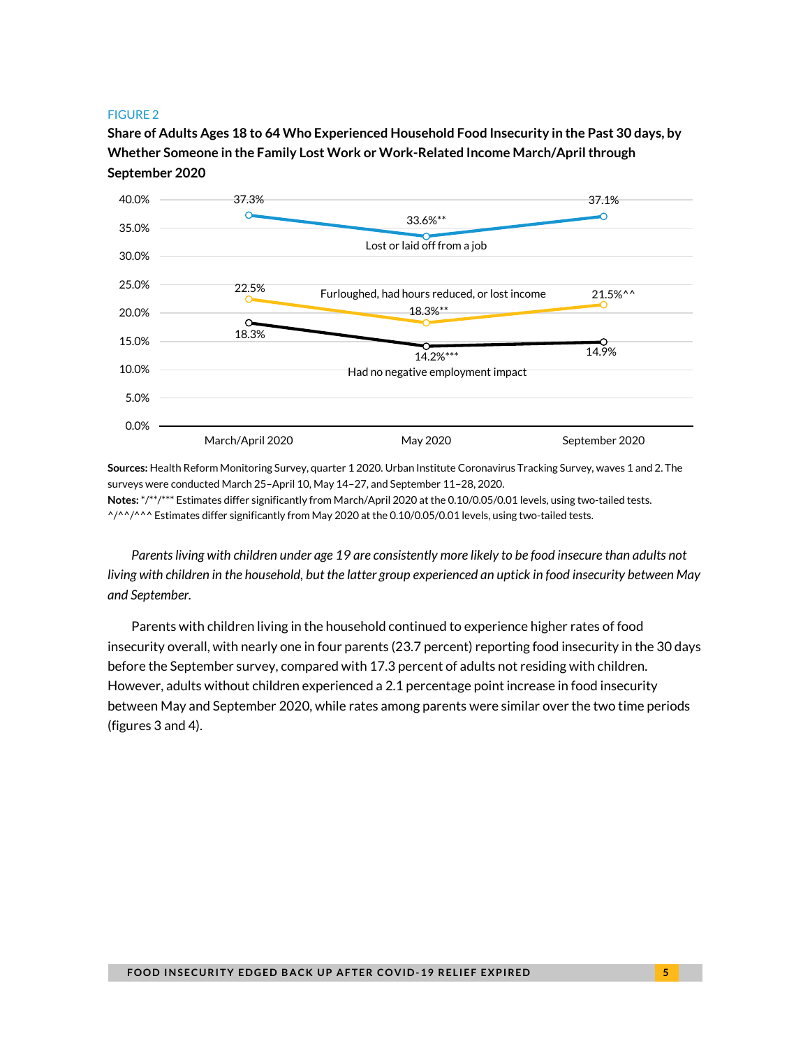FIGURE 2

**Share of Adults Ages 18 to 64 Who Experienced Household Food Insecurity in the Past 30 days, by Whether Someone in the Family Lost Work or Work-Related Income March/April through September 2020**

| | March/April 2020 | May 2020 | September 2020 |
|---|---|---|---|
| Lost or laid off from a job | 37.3% | 33.6%** | 37.1% |
| Furloughed, had hours reduced, or lost income | 22.5% | 18.3%** | 21.5%^^ |
| Had no negative employment impact | 18.3% | 14.2%*** | 14.9% |

**Sources:** Health Reform Monitoring Survey, quarter 1 2020. Urban Institute Coronavirus Tracking Survey, waves 1 and 2. The surveys were conducted March 25–April 10, May 14–27, and September 11–28, 2020.

**Notes:** */**/*** Estimates differ significantly from March/April 2020 at the 0.10/0.05/0.01 levels, using two-tailed tests. ^/^^/^^^ Estimates differ significantly from May 2020 at the 0.10/0.05/0.01 levels, using two-tailed tests.

*Parents living with children under age 19 are consistently more likely to be food insecure than adults not living with children in the household, but the latter group experienced an uptick in food insecurity between May and September.*

Parents with children living in the household continued to experience higher rates of food insecurity overall, with nearly one in four parents (23.7 percent) reporting food insecurity in the 30 days before the September survey, compared with 17.3 percent of adults not residing with children. However, adults without children experienced a 2.1 percentage point increase in food insecurity between May and September 2020, while rates among parents were similar over the two time periods (figures 3 and 4).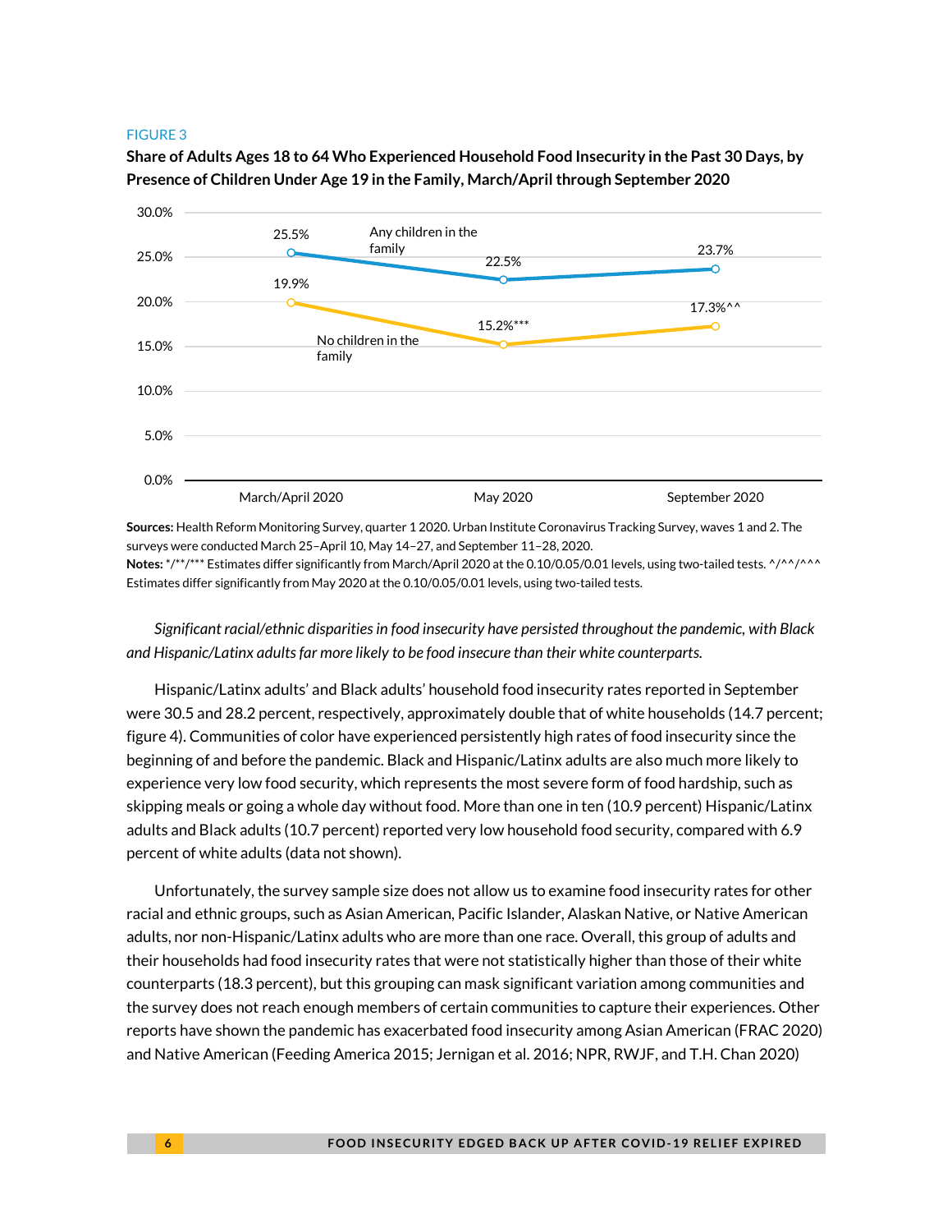FIGURE 3

**Share of Adults Ages 18 to 64 Who Experienced Household Food Insecurity in the Past 30 Days, by Presence of Children Under Age 19 in the Family, March/April through September 2020**

| | March/April 2020 | May 2020 | September 2020 |
|---|---|---|---|
| Any children in the family | 25.5% | 22.5% | 23.7% |
| No children in the family | 19.9% | 15.2%*** | 17.3%^^ |

**Sources:** Health Reform Monitoring Survey, quarter 1 2020. Urban Institute Coronavirus Tracking Survey, waves 1 and 2. The surveys were conducted March 25–April 10, May 14–27, and September 11–28, 2020.
**Notes:** */**/*** Estimates differ significantly from March/April 2020 at the 0.10/0.05/0.01 levels, using two-tailed tests. ^/^^/^^^ Estimates differ significantly from May 2020 at the 0.10/0.05/0.01 levels, using two-tailed tests.

*Significant racial/ethnic disparities in food insecurity have persisted throughout the pandemic, with Black and Hispanic/Latinx adults far more likely to be food insecure than their white counterparts.*

Hispanic/Latinx adults' and Black adults' household food insecurity rates reported in September were 30.5 and 28.2 percent, respectively, approximately double that of white households (14.7 percent; figure 4). Communities of color have experienced persistently high rates of food insecurity since the beginning of and before the pandemic. Black and Hispanic/Latinx adults are also much more likely to experience very low food security, which represents the most severe form of food hardship, such as skipping meals or going a whole day without food. More than one in ten (10.9 percent) Hispanic/Latinx adults and Black adults (10.7 percent) reported very low household food security, compared with 6.9 percent of white adults (data not shown).

Unfortunately, the survey sample size does not allow us to examine food insecurity rates for other racial and ethnic groups, such as Asian American, Pacific Islander, Alaskan Native, or Native American adults, nor non-Hispanic/Latinx adults who are more than one race. Overall, this group of adults and their households had food insecurity rates that were not statistically higher than those of their white counterparts (18.3 percent), but this grouping can mask significant variation among communities and the survey does not reach enough members of certain communities to capture their experiences. Other reports have shown the pandemic has exacerbated food insecurity among Asian American (FRAC 2020) and Native American (Feeding America 2015; Jernigan et al. 2016; NPR, RWJF, and T.H. Chan 2020)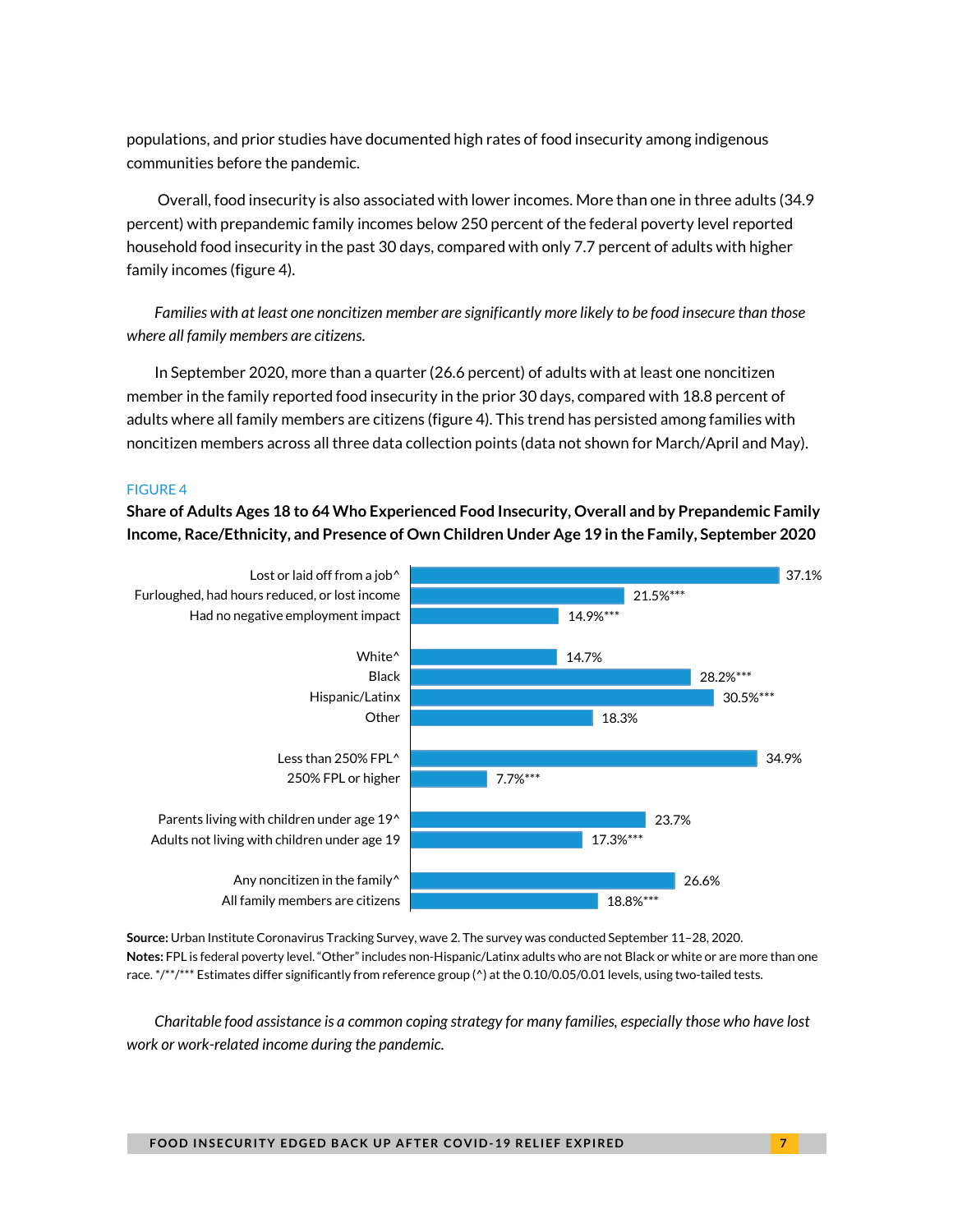populations, and prior studies have documented high rates of food insecurity among indigenous communities before the pandemic.

Overall, food insecurity is also associated with lower incomes. More than one in three adults (34.9 percent) with prepandemic family incomes below 250 percent of the federal poverty level reported household food insecurity in the past 30 days, compared with only 7.7 percent of adults with higher family incomes (figure 4).

*Families with at least one noncitizen member are significantly more likely to be food insecure than those where all family members are citizens.*

In September 2020, more than a quarter (26.6 percent) of adults with at least one noncitizen member in the family reported food insecurity in the prior 30 days, compared with 18.8 percent of adults where all family members are citizens (figure 4). This trend has persisted among families with noncitizen members across all three data collection points (data not shown for March/April and May).

FIGURE 4

**Share of Adults Ages 18 to 64 Who Experienced Food Insecurity, Overall and by Prepandemic Family Income, Race/Ethnicity, and Presence of Own Children Under Age 19 in the Family, September 2020**

| Group | Share |
| --- | --- |
| Lost or laid off from a job^ | 37.1% |
| Furloughed, had hours reduced, or lost income | 21.5%*** |
| Had no negative employment impact | 14.9%*** |
| White^ | 14.7% |
| Black | 28.2%*** |
| Hispanic/Latinx | 30.5%*** |
| Other | 18.3% |
| Less than 250% FPL^ | 34.9% |
| 250% FPL or higher | 7.7%*** |
| Parents living with children under age 19^ | 23.7% |
| Adults not living with children under age 19 | 17.3%*** |
| Any noncitizen in the family^ | 26.6% |
| All family members are citizens | 18.8%*** |

**Source:** Urban Institute Coronavirus Tracking Survey, wave 2. The survey was conducted September 11–28, 2020.
**Notes:** FPL is federal poverty level. "Other" includes non-Hispanic/Latinx adults who are not Black or white or are more than one race. */**/*** Estimates differ significantly from reference group (^) at the 0.10/0.05/0.01 levels, using two-tailed tests.

*Charitable food assistance is a common coping strategy for many families, especially those who have lost work or work-related income during the pandemic.*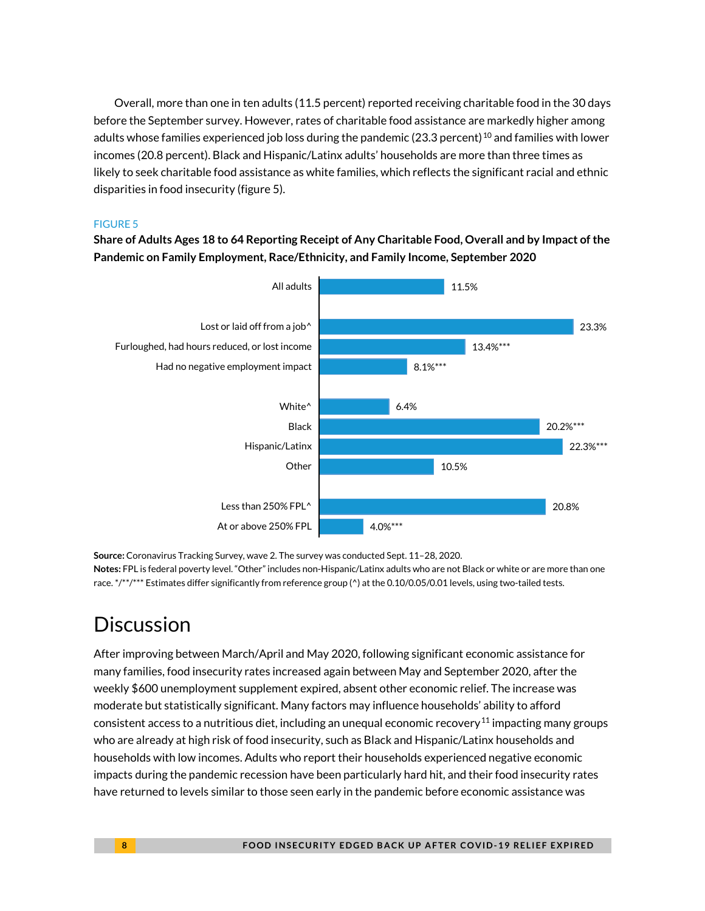Overall, more than one in ten adults (11.5 percent) reported receiving charitable food in the 30 days before the September survey. However, rates of charitable food assistance are markedly higher among adults whose families experienced job loss during the pandemic (23.3 percent)[10] and families with lower incomes (20.8 percent). Black and Hispanic/Latinx adults' households are more than three times as likely to seek charitable food assistance as white families, which reflects the significant racial and ethnic disparities in food insecurity (figure 5).

FIGURE 5

**Share of Adults Ages 18 to 64 Reporting Receipt of Any Charitable Food, Overall and by Impact of the Pandemic on Family Employment, Race/Ethnicity, and Family Income, September 2020**

| Group | Share |
|---|---|
| All adults | 11.5% |
| Lost or laid off from a job^ | 23.3% |
| Furloughed, had hours reduced, or lost income | 13.4%*** |
| Had no negative employment impact | 8.1%*** |
| White^ | 6.4% |
| Black | 20.2%*** |
| Hispanic/Latinx | 22.3%*** |
| Other | 10.5% |
| Less than 250% FPL^ | 20.8% |
| At or above 250% FPL | 4.0%*** |

**Source:** Coronavirus Tracking Survey, wave 2. The survey was conducted Sept. 11–28, 2020.
**Notes:** FPL is federal poverty level. "Other" includes non-Hispanic/Latinx adults who are not Black or white or are more than one race. */**/*** Estimates differ significantly from reference group (^) at the 0.10/0.05/0.01 levels, using two-tailed tests.

# Discussion

After improving between March/April and May 2020, following significant economic assistance for many families, food insecurity rates increased again between May and September 2020, after the weekly $600 unemployment supplement expired, absent other economic relief. The increase was moderate but statistically significant. Many factors may influence households' ability to afford consistent access to a nutritious diet, including an unequal economic recovery[11] impacting many groups who are already at high risk of food insecurity, such as Black and Hispanic/Latinx households and households with low incomes. Adults who report their households experienced negative economic impacts during the pandemic recession have been particularly hard hit, and their food insecurity rates have returned to levels similar to those seen early in the pandemic before economic assistance was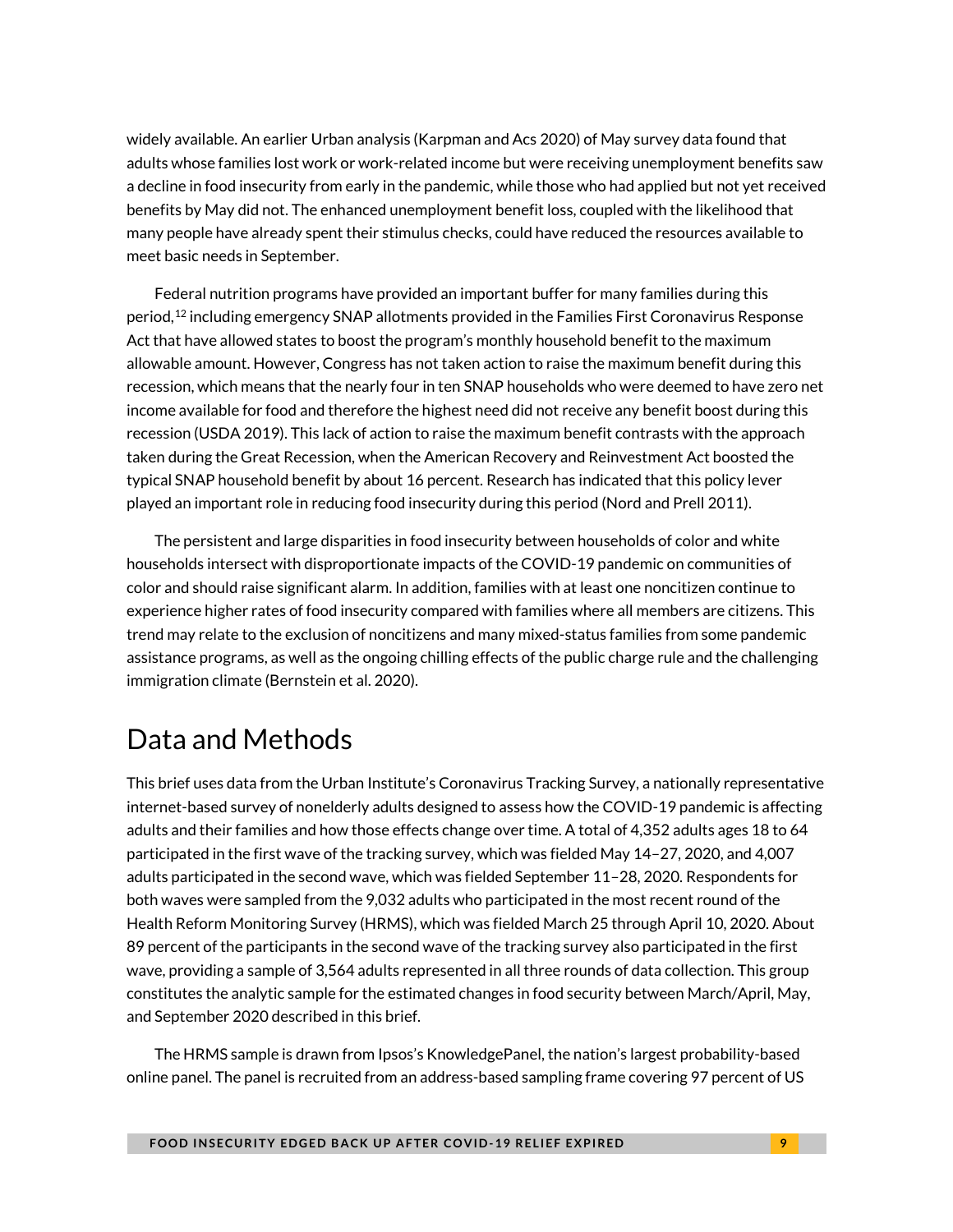widely available. An earlier Urban analysis (Karpman and Acs 2020) of May survey data found that adults whose families lost work or work-related income but were receiving unemployment benefits saw a decline in food insecurity from early in the pandemic, while those who had applied but not yet received benefits by May did not. The enhanced unemployment benefit loss, coupled with the likelihood that many people have already spent their stimulus checks, could have reduced the resources available to meet basic needs in September.

Federal nutrition programs have provided an important buffer for many families during this period,[12] including emergency SNAP allotments provided in the Families First Coronavirus Response Act that have allowed states to boost the program's monthly household benefit to the maximum allowable amount. However, Congress has not taken action to raise the maximum benefit during this recession, which means that the nearly four in ten SNAP households who were deemed to have zero net income available for food and therefore the highest need did not receive any benefit boost during this recession (USDA 2019). This lack of action to raise the maximum benefit contrasts with the approach taken during the Great Recession, when the American Recovery and Reinvestment Act boosted the typical SNAP household benefit by about 16 percent. Research has indicated that this policy lever played an important role in reducing food insecurity during this period (Nord and Prell 2011).

The persistent and large disparities in food insecurity between households of color and white households intersect with disproportionate impacts of the COVID-19 pandemic on communities of color and should raise significant alarm. In addition, families with at least one noncitizen continue to experience higher rates of food insecurity compared with families where all members are citizens. This trend may relate to the exclusion of noncitizens and many mixed-status families from some pandemic assistance programs, as well as the ongoing chilling effects of the public charge rule and the challenging immigration climate (Bernstein et al. 2020).

# Data and Methods

This brief uses data from the Urban Institute's Coronavirus Tracking Survey, a nationally representative internet-based survey of nonelderly adults designed to assess how the COVID-19 pandemic is affecting adults and their families and how those effects change over time. A total of 4,352 adults ages 18 to 64 participated in the first wave of the tracking survey, which was fielded May 14–27, 2020, and 4,007 adults participated in the second wave, which was fielded September 11–28, 2020. Respondents for both waves were sampled from the 9,032 adults who participated in the most recent round of the Health Reform Monitoring Survey (HRMS), which was fielded March 25 through April 10, 2020. About 89 percent of the participants in the second wave of the tracking survey also participated in the first wave, providing a sample of 3,564 adults represented in all three rounds of data collection. This group constitutes the analytic sample for the estimated changes in food security between March/April, May, and September 2020 described in this brief.

The HRMS sample is drawn from Ipsos's KnowledgePanel, the nation's largest probability-based online panel. The panel is recruited from an address-based sampling frame covering 97 percent of US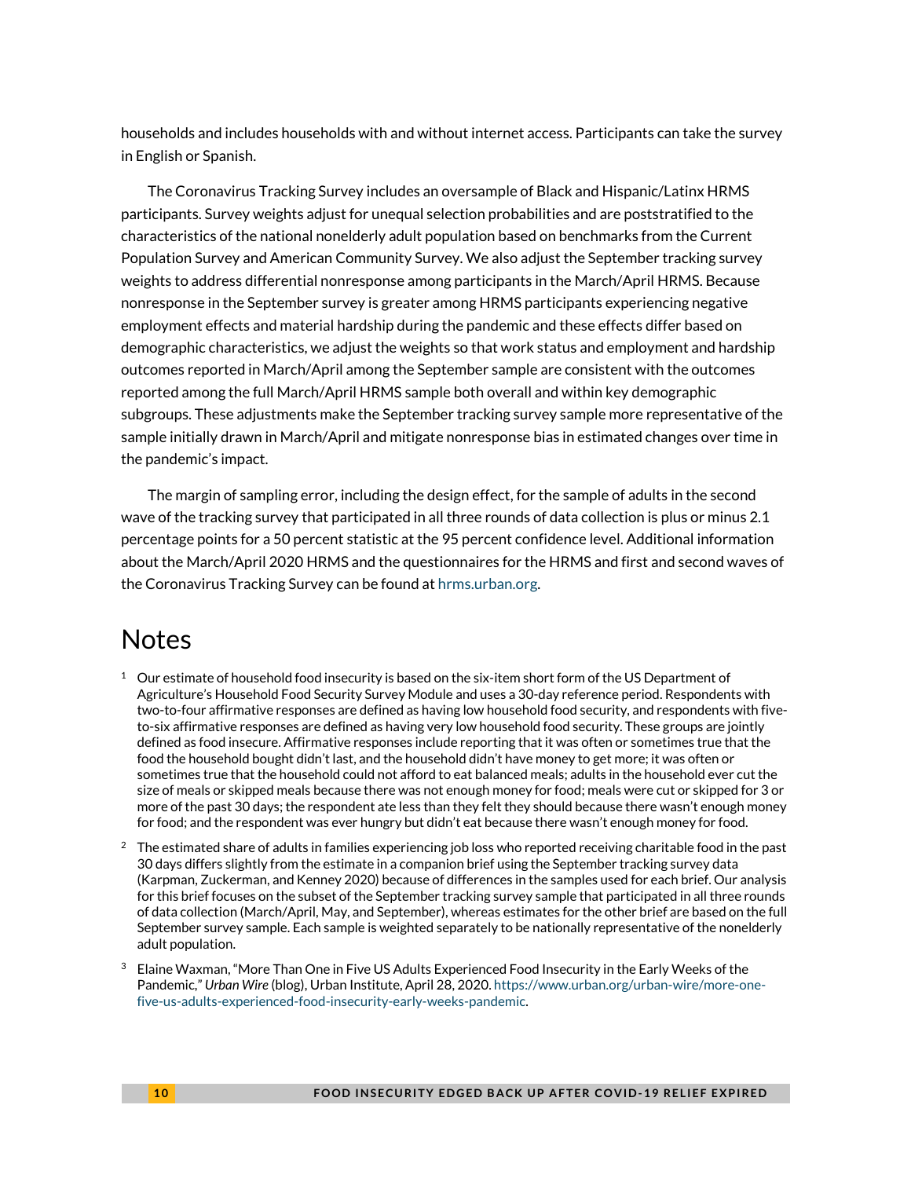households and includes households with and without internet access. Participants can take the survey in English or Spanish.

The Coronavirus Tracking Survey includes an oversample of Black and Hispanic/Latinx HRMS participants. Survey weights adjust for unequal selection probabilities and are poststratified to the characteristics of the national nonelderly adult population based on benchmarks from the Current Population Survey and American Community Survey. We also adjust the September tracking survey weights to address differential nonresponse among participants in the March/April HRMS. Because nonresponse in the September survey is greater among HRMS participants experiencing negative employment effects and material hardship during the pandemic and these effects differ based on demographic characteristics, we adjust the weights so that work status and employment and hardship outcomes reported in March/April among the September sample are consistent with the outcomes reported among the full March/April HRMS sample both overall and within key demographic subgroups. These adjustments make the September tracking survey sample more representative of the sample initially drawn in March/April and mitigate nonresponse bias in estimated changes over time in the pandemic's impact.

The margin of sampling error, including the design effect, for the sample of adults in the second wave of the tracking survey that participated in all three rounds of data collection is plus or minus 2.1 percentage points for a 50 percent statistic at the 95 percent confidence level. Additional information about the March/April 2020 HRMS and the questionnaires for the HRMS and first and second waves of the Coronavirus Tracking Survey can be found at hrms.urban.org.

# Notes

1. Our estimate of household food insecurity is based on the six-item short form of the US Department of Agriculture's Household Food Security Survey Module and uses a 30-day reference period. Respondents with two-to-four affirmative responses are defined as having low household food security, and respondents with five-to-six affirmative responses are defined as having very low household food security. These groups are jointly defined as food insecure. Affirmative responses include reporting that it was often or sometimes true that the food the household bought didn't last, and the household didn't have money to get more; it was often or sometimes true that the household could not afford to eat balanced meals; adults in the household ever cut the size of meals or skipped meals because there was not enough money for food; meals were cut or skipped for 3 or more of the past 30 days; the respondent ate less than they felt they should because there wasn't enough money for food; and the respondent was ever hungry but didn't eat because there wasn't enough money for food.

2. The estimated share of adults in families experiencing job loss who reported receiving charitable food in the past 30 days differs slightly from the estimate in a companion brief using the September tracking survey data (Karpman, Zuckerman, and Kenney 2020) because of differences in the samples used for each brief. Our analysis for this brief focuses on the subset of the September tracking survey sample that participated in all three rounds of data collection (March/April, May, and September), whereas estimates for the other brief are based on the full September survey sample. Each sample is weighted separately to be nationally representative of the nonelderly adult population.

3. Elaine Waxman, "More Than One in Five US Adults Experienced Food Insecurity in the Early Weeks of the Pandemic," *Urban Wire* (blog), Urban Institute, April 28, 2020. https://www.urban.org/urban-wire/more-one-five-us-adults-experienced-food-insecurity-early-weeks-pandemic.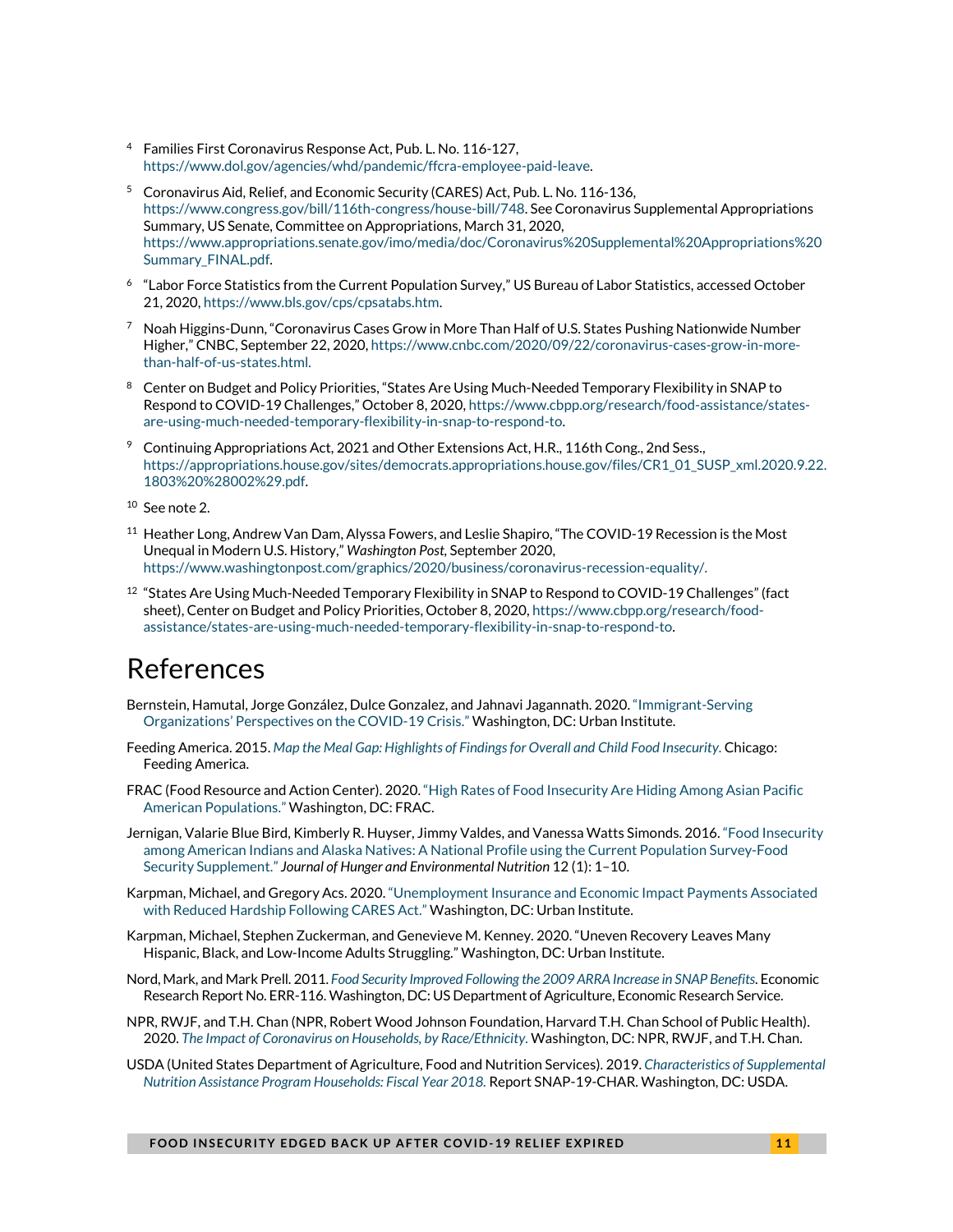[4] Families First Coronavirus Response Act, Pub. L. No. 116-127, https://www.dol.gov/agencies/whd/pandemic/ffcra-employee-paid-leave.

[5] Coronavirus Aid, Relief, and Economic Security (CARES) Act, Pub. L. No. 116-136, https://www.congress.gov/bill/116th-congress/house-bill/748. See Coronavirus Supplemental Appropriations Summary, US Senate, Committee on Appropriations, March 31, 2020, https://www.appropriations.senate.gov/imo/media/doc/Coronavirus%20Supplemental%20Appropriations%20Summary_FINAL.pdf.

[6] "Labor Force Statistics from the Current Population Survey," US Bureau of Labor Statistics, accessed October 21, 2020, https://www.bls.gov/cps/cpsatabs.htm.

[7] Noah Higgins-Dunn, "Coronavirus Cases Grow in More Than Half of U.S. States Pushing Nationwide Number Higher," CNBC, September 22, 2020, https://www.cnbc.com/2020/09/22/coronavirus-cases-grow-in-more-than-half-of-us-states.html.

[8] Center on Budget and Policy Priorities, "States Are Using Much-Needed Temporary Flexibility in SNAP to Respond to COVID-19 Challenges," October 8, 2020, https://www.cbpp.org/research/food-assistance/states-are-using-much-needed-temporary-flexibility-in-snap-to-respond-to.

[9] Continuing Appropriations Act, 2021 and Other Extensions Act, H.R., 116th Cong., 2nd Sess., https://appropriations.house.gov/sites/democrats.appropriations.house.gov/files/CR1_01_SUSP_xml.2020.9.22.1803%20%28002%29.pdf.

[10] See note 2.

[11] Heather Long, Andrew Van Dam, Alyssa Fowers, and Leslie Shapiro, "The COVID-19 Recession is the Most Unequal in Modern U.S. History," *Washington Post*, September 2020, https://www.washingtonpost.com/graphics/2020/business/coronavirus-recession-equality/.

[12] "States Are Using Much-Needed Temporary Flexibility in SNAP to Respond to COVID-19 Challenges" (fact sheet), Center on Budget and Policy Priorities, October 8, 2020, https://www.cbpp.org/research/food-assistance/states-are-using-much-needed-temporary-flexibility-in-snap-to-respond-to.

# References

Bernstein, Hamutal, Jorge González, Dulce Gonzalez, and Jahnavi Jagannath. 2020. "Immigrant-Serving Organizations' Perspectives on the COVID-19 Crisis." Washington, DC: Urban Institute.

Feeding America. 2015. *Map the Meal Gap: Highlights of Findings for Overall and Child Food Insecurity*. Chicago: Feeding America.

FRAC (Food Resource and Action Center). 2020. "High Rates of Food Insecurity Are Hiding Among Asian Pacific American Populations." Washington, DC: FRAC.

Jernigan, Valarie Blue Bird, Kimberly R. Huyser, Jimmy Valdes, and Vanessa Watts Simonds. 2016. "Food Insecurity among American Indians and Alaska Natives: A National Profile using the Current Population Survey-Food Security Supplement." *Journal of Hunger and Environmental Nutrition* 12 (1): 1–10.

Karpman, Michael, and Gregory Acs. 2020. "Unemployment Insurance and Economic Impact Payments Associated with Reduced Hardship Following CARES Act." Washington, DC: Urban Institute.

Karpman, Michael, Stephen Zuckerman, and Genevieve M. Kenney. 2020. "Uneven Recovery Leaves Many Hispanic, Black, and Low-Income Adults Struggling." Washington, DC: Urban Institute.

Nord, Mark, and Mark Prell. 2011. *Food Security Improved Following the 2009 ARRA Increase in SNAP Benefits*. Economic Research Report No. ERR-116. Washington, DC: US Department of Agriculture, Economic Research Service.

NPR, RWJF, and T.H. Chan (NPR, Robert Wood Johnson Foundation, Harvard T.H. Chan School of Public Health). 2020. *The Impact of Coronavirus on Households, by Race/Ethnicity*. Washington, DC: NPR, RWJF, and T.H. Chan.

USDA (United States Department of Agriculture, Food and Nutrition Services). 2019. *Characteristics of Supplemental Nutrition Assistance Program Households: Fiscal Year 2018*. Report SNAP-19-CHAR. Washington, DC: USDA.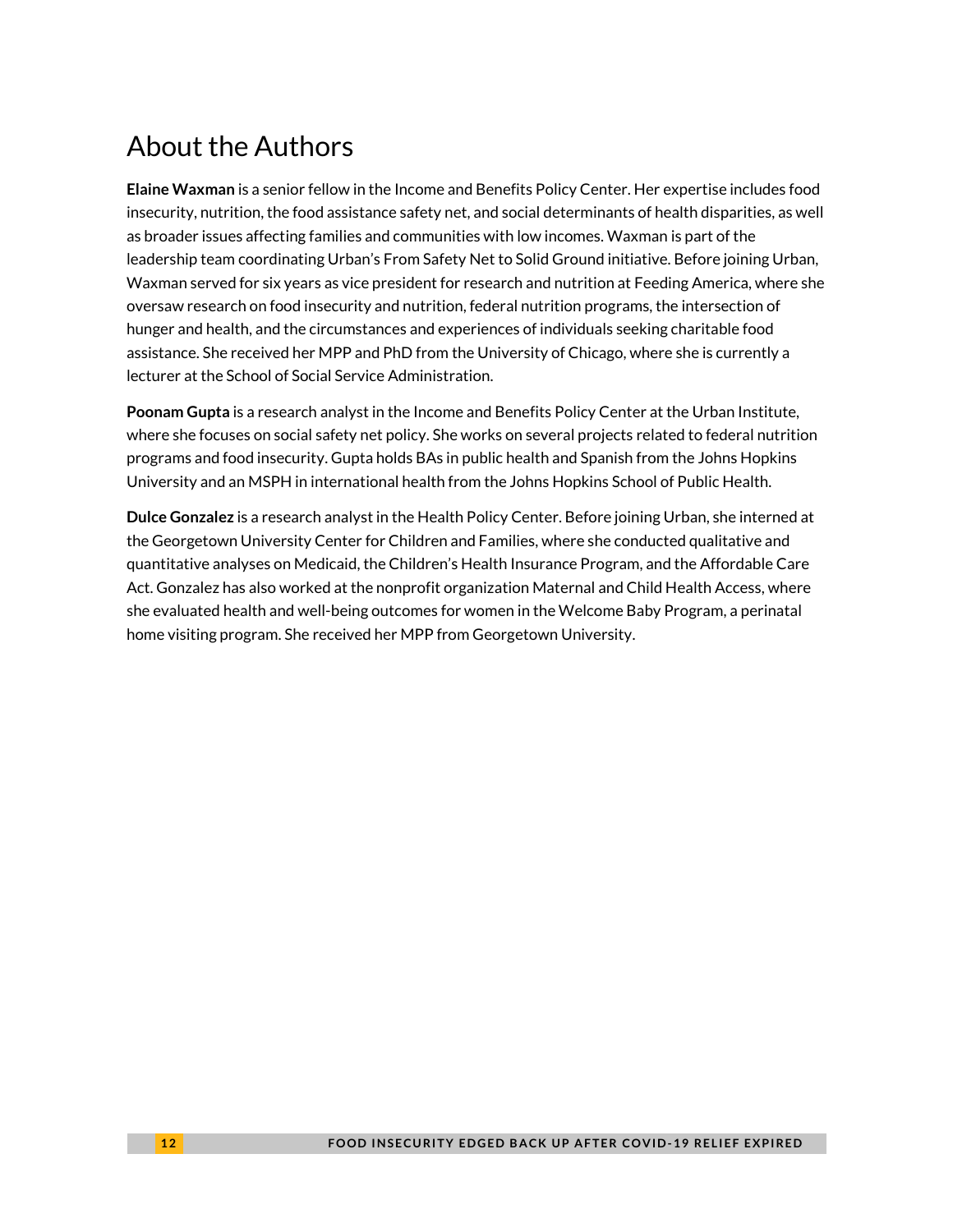# About the Authors

**Elaine Waxman** is a senior fellow in the Income and Benefits Policy Center. Her expertise includes food insecurity, nutrition, the food assistance safety net, and social determinants of health disparities, as well as broader issues affecting families and communities with low incomes. Waxman is part of the leadership team coordinating Urban's From Safety Net to Solid Ground initiative. Before joining Urban, Waxman served for six years as vice president for research and nutrition at Feeding America, where she oversaw research on food insecurity and nutrition, federal nutrition programs, the intersection of hunger and health, and the circumstances and experiences of individuals seeking charitable food assistance. She received her MPP and PhD from the University of Chicago, where she is currently a lecturer at the School of Social Service Administration.

**Poonam Gupta** is a research analyst in the Income and Benefits Policy Center at the Urban Institute, where she focuses on social safety net policy. She works on several projects related to federal nutrition programs and food insecurity. Gupta holds BAs in public health and Spanish from the Johns Hopkins University and an MSPH in international health from the Johns Hopkins School of Public Health.

**Dulce Gonzalez** is a research analyst in the Health Policy Center. Before joining Urban, she interned at the Georgetown University Center for Children and Families, where she conducted qualitative and quantitative analyses on Medicaid, the Children's Health Insurance Program, and the Affordable Care Act. Gonzalez has also worked at the nonprofit organization Maternal and Child Health Access, where she evaluated health and well-being outcomes for women in the Welcome Baby Program, a perinatal home visiting program. She received her MPP from Georgetown University.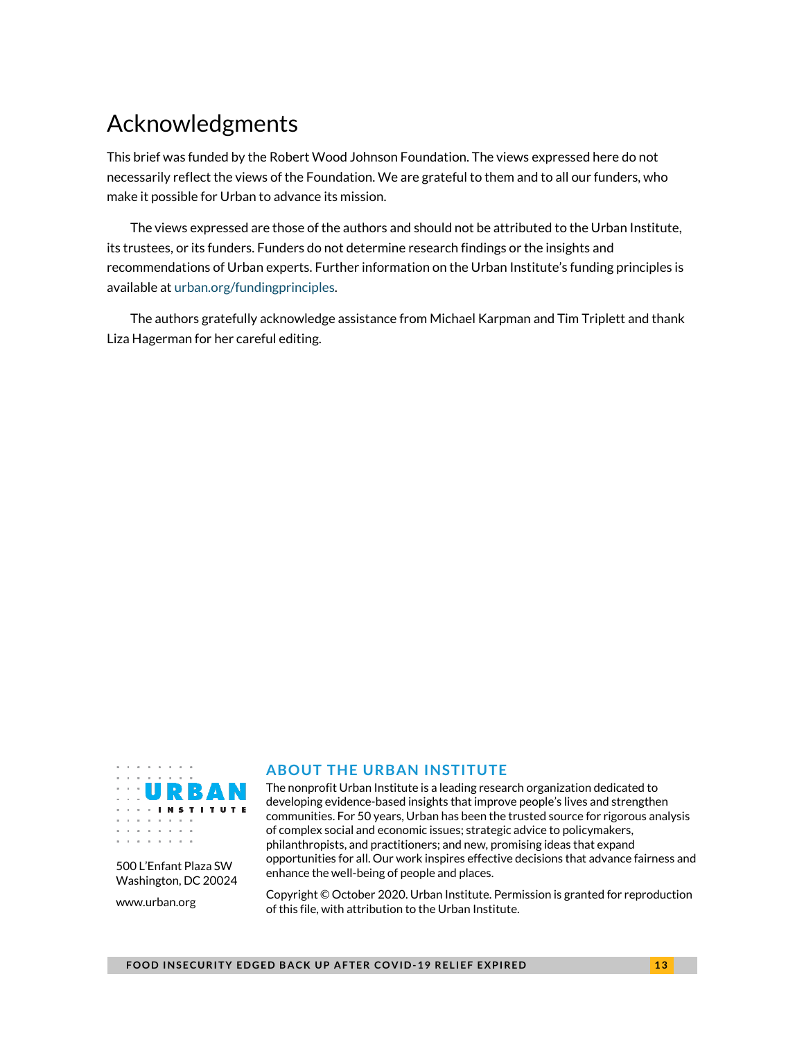# Acknowledgments

This brief was funded by the Robert Wood Johnson Foundation. The views expressed here do not necessarily reflect the views of the Foundation. We are grateful to them and to all our funders, who make it possible for Urban to advance its mission.

The views expressed are those of the authors and should not be attributed to the Urban Institute, its trustees, or its funders. Funders do not determine research findings or the insights and recommendations of Urban experts. Further information on the Urban Institute's funding principles is available at urban.org/fundingprinciples.

The authors gratefully acknowledge assistance from Michael Karpman and Tim Triplett and thank Liza Hagerman for her careful editing.

URBAN INSTITUTE

500 L'Enfant Plaza SW
Washington, DC 20024

www.urban.org

## ABOUT THE URBAN INSTITUTE

The nonprofit Urban Institute is a leading research organization dedicated to developing evidence-based insights that improve people's lives and strengthen communities. For 50 years, Urban has been the trusted source for rigorous analysis of complex social and economic issues; strategic advice to policymakers, philanthropists, and practitioners; and new, promising ideas that expand opportunities for all. Our work inspires effective decisions that advance fairness and enhance the well-being of people and places.

Copyright © October 2020. Urban Institute. Permission is granted for reproduction of this file, with attribution to the Urban Institute.